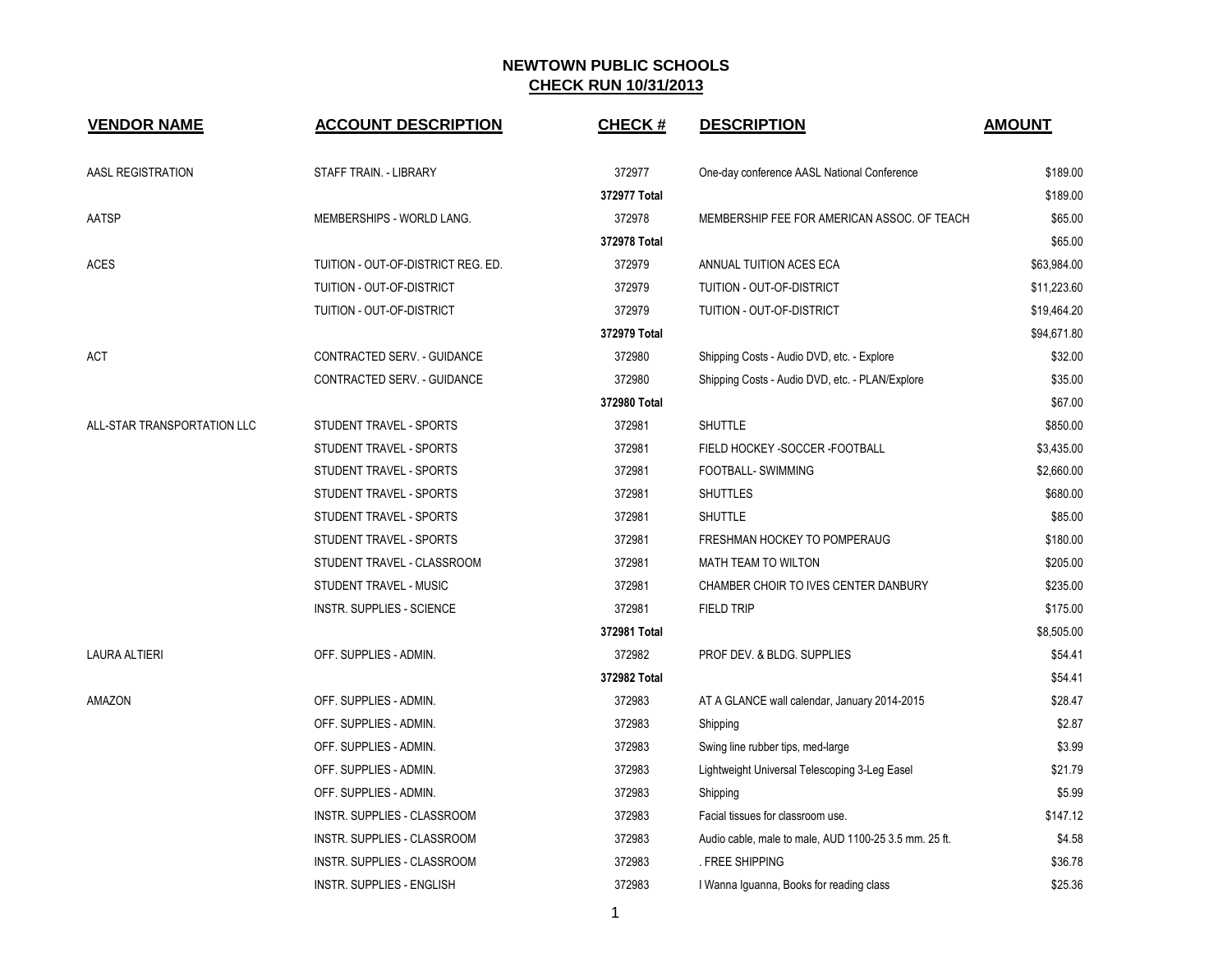# NEWTOWN PUBLIC SCHOOLS

## CHECK RUN 10/31/2013

| VENDOR NAME | ACCOUNT DESCRIPTION | CHECK # | DESCRIPTION | AMOUNT |
|---|---|---|---|---|
| AASL REGISTRATION | STAFF TRAIN. - LIBRARY | 372977 | One-day conference AASL National Conference | $189.00 |
| | | **372977 Total** | | $189.00 |
| AATSP | MEMBERSHIPS - WORLD LANG. | 372978 | MEMBERSHIP FEE FOR AMERICAN ASSOC. OF TEACH | $65.00 |
| | | **372978 Total** | | $65.00 |
| ACES | TUITION - OUT-OF-DISTRICT REG. ED. | 372979 | ANNUAL TUITION ACES ECA | $63,984.00 |
| | TUITION - OUT-OF-DISTRICT | 372979 | TUITION - OUT-OF-DISTRICT | $11,223.60 |
| | TUITION - OUT-OF-DISTRICT | 372979 | TUITION - OUT-OF-DISTRICT | $19,464.20 |
| | | **372979 Total** | | $94,671.80 |
| ACT | CONTRACTED SERV. - GUIDANCE | 372980 | Shipping Costs - Audio DVD, etc. - Explore | $32.00 |
| | CONTRACTED SERV. - GUIDANCE | 372980 | Shipping Costs - Audio DVD, etc. - PLAN/Explore | $35.00 |
| | | **372980 Total** | | $67.00 |
| ALL-STAR TRANSPORTATION LLC | STUDENT TRAVEL - SPORTS | 372981 | SHUTTLE | $850.00 |
| | STUDENT TRAVEL - SPORTS | 372981 | FIELD HOCKEY -SOCCER -FOOTBALL | $3,435.00 |
| | STUDENT TRAVEL - SPORTS | 372981 | FOOTBALL- SWIMMING | $2,660.00 |
| | STUDENT TRAVEL - SPORTS | 372981 | SHUTTLES | $680.00 |
| | STUDENT TRAVEL - SPORTS | 372981 | SHUTTLE | $85.00 |
| | STUDENT TRAVEL - SPORTS | 372981 | FRESHMAN HOCKEY TO POMPERAUG | $180.00 |
| | STUDENT TRAVEL - CLASSROOM | 372981 | MATH TEAM TO WILTON | $205.00 |
| | STUDENT TRAVEL - MUSIC | 372981 | CHAMBER CHOIR TO IVES CENTER DANBURY | $235.00 |
| | INSTR. SUPPLIES - SCIENCE | 372981 | FIELD TRIP | $175.00 |
| | | **372981 Total** | | $8,505.00 |
| LAURA ALTIERI | OFF. SUPPLIES - ADMIN. | 372982 | PROF DEV. & BLDG. SUPPLIES | $54.41 |
| | | **372982 Total** | | $54.41 |
| AMAZON | OFF. SUPPLIES - ADMIN. | 372983 | AT A GLANCE wall calendar, January 2014-2015 | $28.47 |
| | OFF. SUPPLIES - ADMIN. | 372983 | Shipping | $2.87 |
| | OFF. SUPPLIES - ADMIN. | 372983 | Swing line rubber tips, med-large | $3.99 |
| | OFF. SUPPLIES - ADMIN. | 372983 | Lightweight Universal Telescoping 3-Leg Easel | $21.79 |
| | OFF. SUPPLIES - ADMIN. | 372983 | Shipping | $5.99 |
| | INSTR. SUPPLIES - CLASSROOM | 372983 | Facial tissues for classroom use. | $147.12 |
| | INSTR. SUPPLIES - CLASSROOM | 372983 | Audio cable, male to male, AUD 1100-25 3.5 mm. 25 ft. | $4.58 |
| | INSTR. SUPPLIES - CLASSROOM | 372983 | . FREE SHIPPING | $36.78 |
| | INSTR. SUPPLIES - ENGLISH | 372983 | I Wanna Iguanna, Books for reading class | $25.36 |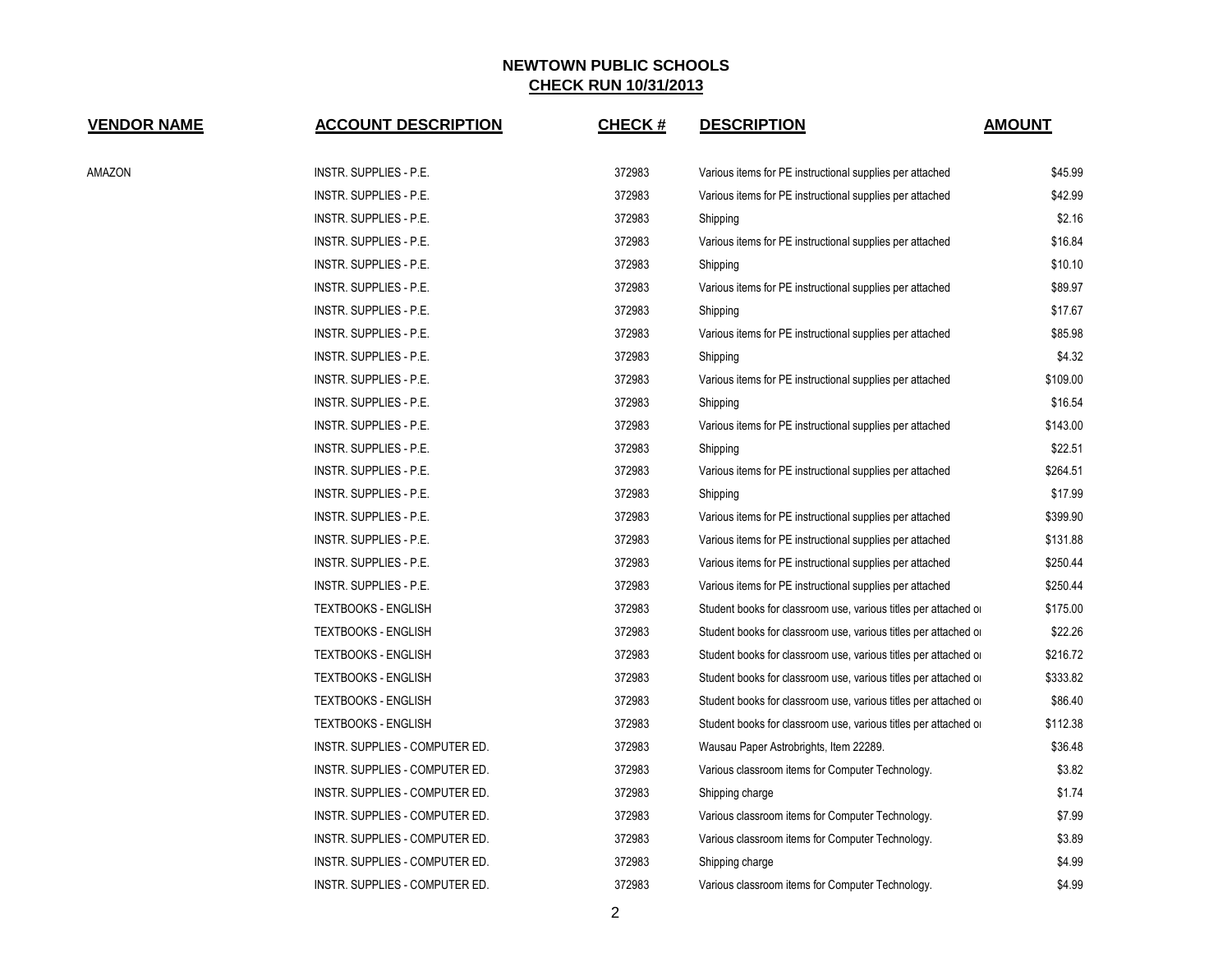# NEWTOWN PUBLIC SCHOOLS

## CHECK RUN 10/31/2013

| VENDOR NAME | ACCOUNT DESCRIPTION | CHECK # | DESCRIPTION | AMOUNT |
|---|---|---|---|---|
| AMAZON | INSTR. SUPPLIES - P.E. | 372983 | Various items for PE instructional supplies per attached | $45.99 |
| | INSTR. SUPPLIES - P.E. | 372983 | Various items for PE instructional supplies per attached | $42.99 |
| | INSTR. SUPPLIES - P.E. | 372983 | Shipping | $2.16 |
| | INSTR. SUPPLIES - P.E. | 372983 | Various items for PE instructional supplies per attached | $16.84 |
| | INSTR. SUPPLIES - P.E. | 372983 | Shipping | $10.10 |
| | INSTR. SUPPLIES - P.E. | 372983 | Various items for PE instructional supplies per attached | $89.97 |
| | INSTR. SUPPLIES - P.E. | 372983 | Shipping | $17.67 |
| | INSTR. SUPPLIES - P.E. | 372983 | Various items for PE instructional supplies per attached | $85.98 |
| | INSTR. SUPPLIES - P.E. | 372983 | Shipping | $4.32 |
| | INSTR. SUPPLIES - P.E. | 372983 | Various items for PE instructional supplies per attached | $109.00 |
| | INSTR. SUPPLIES - P.E. | 372983 | Shipping | $16.54 |
| | INSTR. SUPPLIES - P.E. | 372983 | Various items for PE instructional supplies per attached | $143.00 |
| | INSTR. SUPPLIES - P.E. | 372983 | Shipping | $22.51 |
| | INSTR. SUPPLIES - P.E. | 372983 | Various items for PE instructional supplies per attached | $264.51 |
| | INSTR. SUPPLIES - P.E. | 372983 | Shipping | $17.99 |
| | INSTR. SUPPLIES - P.E. | 372983 | Various items for PE instructional supplies per attached | $399.90 |
| | INSTR. SUPPLIES - P.E. | 372983 | Various items for PE instructional supplies per attached | $131.88 |
| | INSTR. SUPPLIES - P.E. | 372983 | Various items for PE instructional supplies per attached | $250.44 |
| | INSTR. SUPPLIES - P.E. | 372983 | Various items for PE instructional supplies per attached | $250.44 |
| | TEXTBOOKS - ENGLISH | 372983 | Student books for classroom use, various titles per attached or | $175.00 |
| | TEXTBOOKS - ENGLISH | 372983 | Student books for classroom use, various titles per attached or | $22.26 |
| | TEXTBOOKS - ENGLISH | 372983 | Student books for classroom use, various titles per attached or | $216.72 |
| | TEXTBOOKS - ENGLISH | 372983 | Student books for classroom use, various titles per attached or | $333.82 |
| | TEXTBOOKS - ENGLISH | 372983 | Student books for classroom use, various titles per attached or | $86.40 |
| | TEXTBOOKS - ENGLISH | 372983 | Student books for classroom use, various titles per attached or | $112.38 |
| | INSTR. SUPPLIES - COMPUTER ED. | 372983 | Wausau Paper Astrobrights, Item 22289. | $36.48 |
| | INSTR. SUPPLIES - COMPUTER ED. | 372983 | Various classroom items for Computer Technology. | $3.82 |
| | INSTR. SUPPLIES - COMPUTER ED. | 372983 | Shipping charge | $1.74 |
| | INSTR. SUPPLIES - COMPUTER ED. | 372983 | Various classroom items for Computer Technology. | $7.99 |
| | INSTR. SUPPLIES - COMPUTER ED. | 372983 | Various classroom items for Computer Technology. | $3.89 |
| | INSTR. SUPPLIES - COMPUTER ED. | 372983 | Shipping charge | $4.99 |
| | INSTR. SUPPLIES - COMPUTER ED. | 372983 | Various classroom items for Computer Technology. | $4.99 |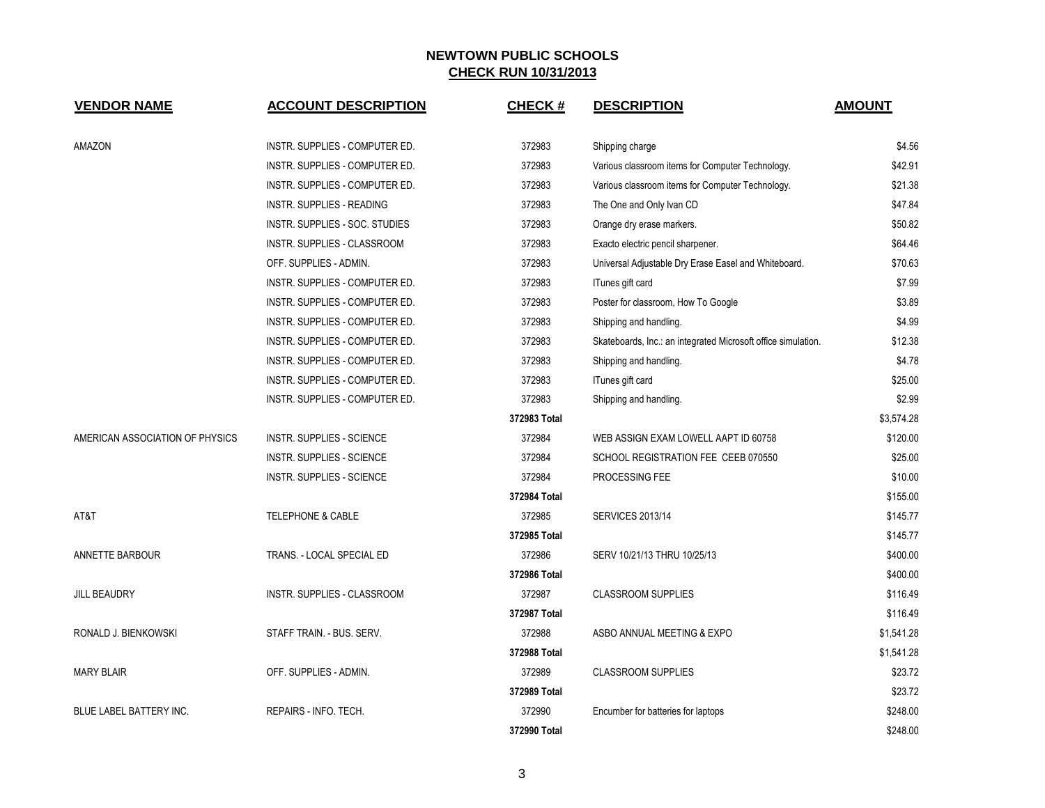## NEWTOWN PUBLIC SCHOOLS
## CHECK RUN 10/31/2013

| VENDOR NAME | ACCOUNT DESCRIPTION | CHECK # | DESCRIPTION | AMOUNT |
|---|---|---|---|---|
| AMAZON | INSTR. SUPPLIES - COMPUTER ED. | 372983 | Shipping charge | $4.56 |
| | INSTR. SUPPLIES - COMPUTER ED. | 372983 | Various classroom items for Computer Technology. | $42.91 |
| | INSTR. SUPPLIES - COMPUTER ED. | 372983 | Various classroom items for Computer Technology. | $21.38 |
| | INSTR. SUPPLIES - READING | 372983 | The One and Only Ivan CD | $47.84 |
| | INSTR. SUPPLIES - SOC. STUDIES | 372983 | Orange dry erase markers. | $50.82 |
| | INSTR. SUPPLIES - CLASSROOM | 372983 | Exacto electric pencil sharpener. | $64.46 |
| | OFF. SUPPLIES - ADMIN. | 372983 | Universal Adjustable Dry Erase Easel and Whiteboard. | $70.63 |
| | INSTR. SUPPLIES - COMPUTER ED. | 372983 | ITunes gift card | $7.99 |
| | INSTR. SUPPLIES - COMPUTER ED. | 372983 | Poster for classroom, How To Google | $3.89 |
| | INSTR. SUPPLIES - COMPUTER ED. | 372983 | Shipping and handling. | $4.99 |
| | INSTR. SUPPLIES - COMPUTER ED. | 372983 | Skateboards, Inc.: an integrated Microsoft office simulation. | $12.38 |
| | INSTR. SUPPLIES - COMPUTER ED. | 372983 | Shipping and handling. | $4.78 |
| | INSTR. SUPPLIES - COMPUTER ED. | 372983 | ITunes gift card | $25.00 |
| | INSTR. SUPPLIES - COMPUTER ED. | 372983 | Shipping and handling. | $2.99 |
| | | **372983 Total** | | $3,574.28 |
| AMERICAN ASSOCIATION OF PHYSICS | INSTR. SUPPLIES - SCIENCE | 372984 | WEB ASSIGN EXAM LOWELL AAPT ID 60758 | $120.00 |
| | INSTR. SUPPLIES - SCIENCE | 372984 | SCHOOL REGISTRATION FEE CEEB 070550 | $25.00 |
| | INSTR. SUPPLIES - SCIENCE | 372984 | PROCESSING FEE | $10.00 |
| | | **372984 Total** | | $155.00 |
| AT&T | TELEPHONE & CABLE | 372985 | SERVICES 2013/14 | $145.77 |
| | | **372985 Total** | | $145.77 |
| ANNETTE BARBOUR | TRANS. - LOCAL SPECIAL ED | 372986 | SERV 10/21/13 THRU 10/25/13 | $400.00 |
| | | **372986 Total** | | $400.00 |
| JILL BEAUDRY | INSTR. SUPPLIES - CLASSROOM | 372987 | CLASSROOM SUPPLIES | $116.49 |
| | | **372987 Total** | | $116.49 |
| RONALD J. BIENKOWSKI | STAFF TRAIN. - BUS. SERV. | 372988 | ASBO ANNUAL MEETING & EXPO | $1,541.28 |
| | | **372988 Total** | | $1,541.28 |
| MARY BLAIR | OFF. SUPPLIES - ADMIN. | 372989 | CLASSROOM SUPPLIES | $23.72 |
| | | **372989 Total** | | $23.72 |
| BLUE LABEL BATTERY INC. | REPAIRS - INFO. TECH. | 372990 | Encumber for batteries for laptops | $248.00 |
| | | **372990 Total** | | $248.00 |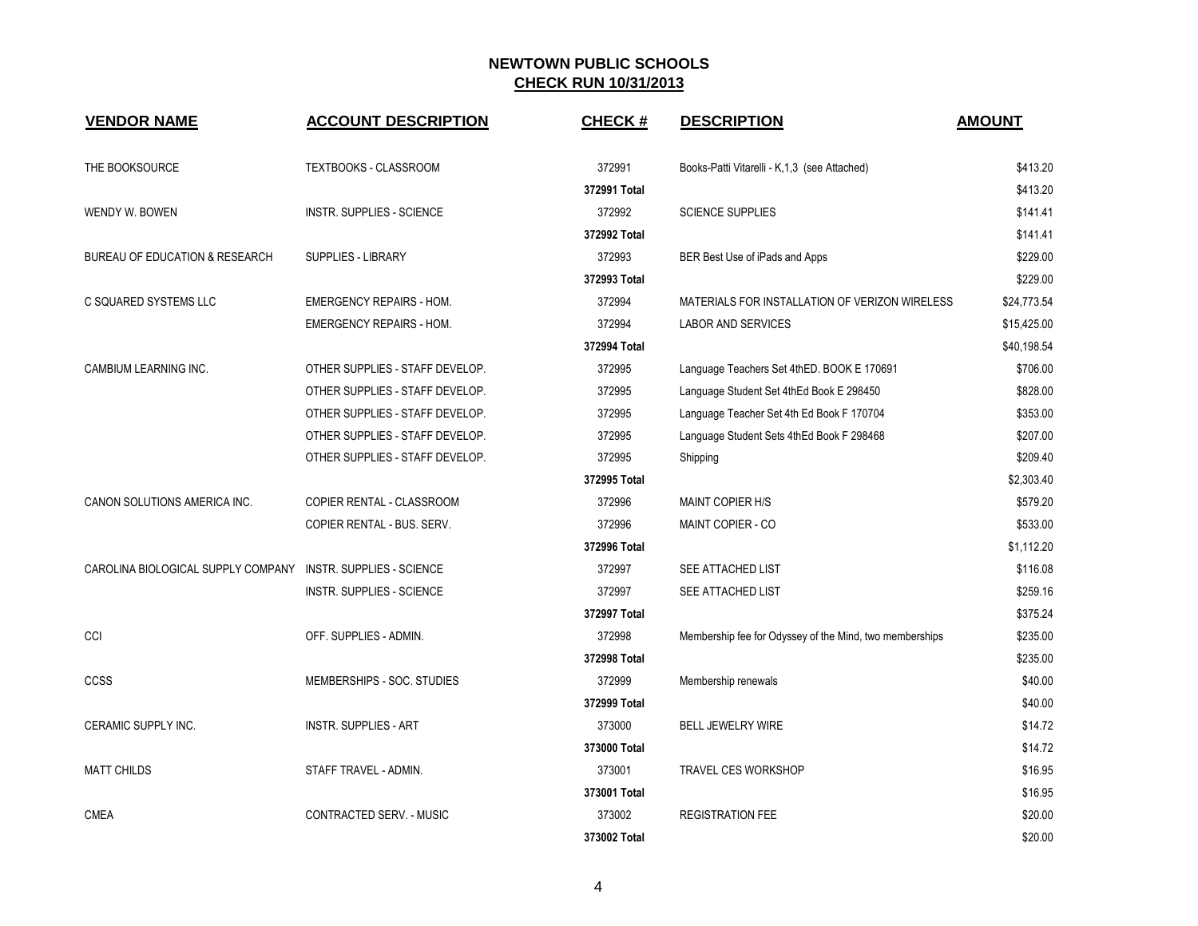# NEWTOWN PUBLIC SCHOOLS

## CHECK RUN 10/31/2013

| VENDOR NAME | ACCOUNT DESCRIPTION | CHECK # | DESCRIPTION | AMOUNT |
|---|---|---|---|---|
| THE BOOKSOURCE | TEXTBOOKS - CLASSROOM | 372991 | Books-Patti Vitarelli - K,1,3 (see Attached) | $413.20 |
| | | 372991 Total | | $413.20 |
| WENDY W. BOWEN | INSTR. SUPPLIES - SCIENCE | 372992 | SCIENCE SUPPLIES | $141.41 |
| | | 372992 Total | | $141.41 |
| BUREAU OF EDUCATION & RESEARCH | SUPPLIES - LIBRARY | 372993 | BER Best Use of iPads and Apps | $229.00 |
| | | 372993 Total | | $229.00 |
| C SQUARED SYSTEMS LLC | EMERGENCY REPAIRS - HOM. | 372994 | MATERIALS FOR INSTALLATION OF VERIZON WIRELESS | $24,773.54 |
| | EMERGENCY REPAIRS - HOM. | 372994 | LABOR AND SERVICES | $15,425.00 |
| | | 372994 Total | | $40,198.54 |
| CAMBIUM LEARNING INC. | OTHER SUPPLIES - STAFF DEVELOP. | 372995 | Language Teachers Set 4thED. BOOK E 170691 | $706.00 |
| | OTHER SUPPLIES - STAFF DEVELOP. | 372995 | Language Student Set 4thEd Book E 298450 | $828.00 |
| | OTHER SUPPLIES - STAFF DEVELOP. | 372995 | Language Teacher Set 4th Ed Book F 170704 | $353.00 |
| | OTHER SUPPLIES - STAFF DEVELOP. | 372995 | Language Student Sets 4thEd Book F 298468 | $207.00 |
| | OTHER SUPPLIES - STAFF DEVELOP. | 372995 | Shipping | $209.40 |
| | | 372995 Total | | $2,303.40 |
| CANON SOLUTIONS AMERICA INC. | COPIER RENTAL - CLASSROOM | 372996 | MAINT COPIER H/S | $579.20 |
| | COPIER RENTAL - BUS. SERV. | 372996 | MAINT COPIER - CO | $533.00 |
| | | 372996 Total | | $1,112.20 |
| CAROLINA BIOLOGICAL SUPPLY COMPANY | INSTR. SUPPLIES - SCIENCE | 372997 | SEE ATTACHED LIST | $116.08 |
| | INSTR. SUPPLIES - SCIENCE | 372997 | SEE ATTACHED LIST | $259.16 |
| | | 372997 Total | | $375.24 |
| CCI | OFF. SUPPLIES - ADMIN. | 372998 | Membership fee for Odyssey of the Mind, two memberships | $235.00 |
| | | 372998 Total | | $235.00 |
| CCSS | MEMBERSHIPS - SOC. STUDIES | 372999 | Membership renewals | $40.00 |
| | | 372999 Total | | $40.00 |
| CERAMIC SUPPLY INC. | INSTR. SUPPLIES - ART | 373000 | BELL JEWELRY WIRE | $14.72 |
| | | 373000 Total | | $14.72 |
| MATT CHILDS | STAFF TRAVEL - ADMIN. | 373001 | TRAVEL CES WORKSHOP | $16.95 |
| | | 373001 Total | | $16.95 |
| CMEA | CONTRACTED SERV. - MUSIC | 373002 | REGISTRATION FEE | $20.00 |
| | | 373002 Total | | $20.00 |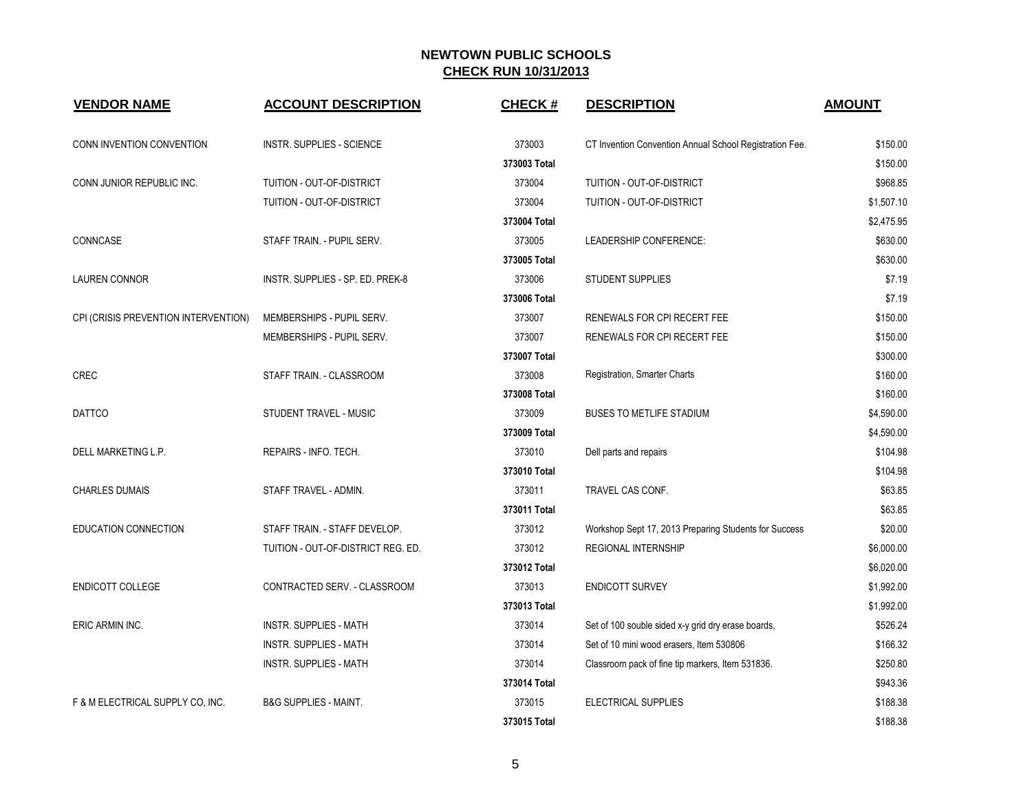# NEWTOWN PUBLIC SCHOOLS

## CHECK RUN 10/31/2013

| VENDOR NAME | ACCOUNT DESCRIPTION | CHECK # | DESCRIPTION | AMOUNT |
|---|---|---|---|---|
| CONN INVENTION CONVENTION | INSTR. SUPPLIES - SCIENCE | 373003 | CT Invention Convention Annual School Registration Fee. | $150.00 |
| | | **373003 Total** | | $150.00 |
| CONN JUNIOR REPUBLIC INC. | TUITION - OUT-OF-DISTRICT | 373004 | TUITION - OUT-OF-DISTRICT | $968.85 |
| | TUITION - OUT-OF-DISTRICT | 373004 | TUITION - OUT-OF-DISTRICT | $1,507.10 |
| | | **373004 Total** | | $2,475.95 |
| CONNCASE | STAFF TRAIN. - PUPIL SERV. | 373005 | LEADERSHIP CONFERENCE: | $630.00 |
| | | **373005 Total** | | $630.00 |
| LAUREN CONNOR | INSTR. SUPPLIES - SP. ED. PREK-8 | 373006 | STUDENT SUPPLIES | $7.19 |
| | | **373006 Total** | | $7.19 |
| CPI (CRISIS PREVENTION INTERVENTION) | MEMBERSHIPS - PUPIL SERV. | 373007 | RENEWALS FOR CPI RECERT FEE | $150.00 |
| | MEMBERSHIPS - PUPIL SERV. | 373007 | RENEWALS FOR CPI RECERT FEE | $150.00 |
| | | **373007 Total** | | $300.00 |
| CREC | STAFF TRAIN. - CLASSROOM | 373008 | Registration, Smarter Charts | $160.00 |
| | | **373008 Total** | | $160.00 |
| DATTCO | STUDENT TRAVEL - MUSIC | 373009 | BUSES TO METLIFE STADIUM | $4,590.00 |
| | | **373009 Total** | | $4,590.00 |
| DELL MARKETING L.P. | REPAIRS - INFO. TECH. | 373010 | Dell parts and repairs | $104.98 |
| | | **373010 Total** | | $104.98 |
| CHARLES DUMAIS | STAFF TRAVEL - ADMIN. | 373011 | TRAVEL CAS CONF. | $63.85 |
| | | **373011 Total** | | $63.85 |
| EDUCATION CONNECTION | STAFF TRAIN. - STAFF DEVELOP. | 373012 | Workshop Sept 17, 2013 Preparing Students for Success | $20.00 |
| | TUITION - OUT-OF-DISTRICT REG. ED. | 373012 | REGIONAL INTERNSHIP | $6,000.00 |
| | | **373012 Total** | | $6,020.00 |
| ENDICOTT COLLEGE | CONTRACTED SERV. - CLASSROOM | 373013 | ENDICOTT SURVEY | $1,992.00 |
| | | **373013 Total** | | $1,992.00 |
| ERIC ARMIN INC. | INSTR. SUPPLIES - MATH | 373014 | Set of 100 souble sided x-y grid dry erase boards, | $526.24 |
| | INSTR. SUPPLIES - MATH | 373014 | Set of 10 mini wood erasers, Item 530806 | $166.32 |
| | INSTR. SUPPLIES - MATH | 373014 | Classroom pack of fine tip markers, Item 531836. | $250.80 |
| | | **373014 Total** | | $943.36 |
| F & M ELECTRICAL SUPPLY CO, INC. | B&G SUPPLIES - MAINT. | 373015 | ELECTRICAL SUPPLIES | $188.38 |
| | | **373015 Total** | | $188.38 |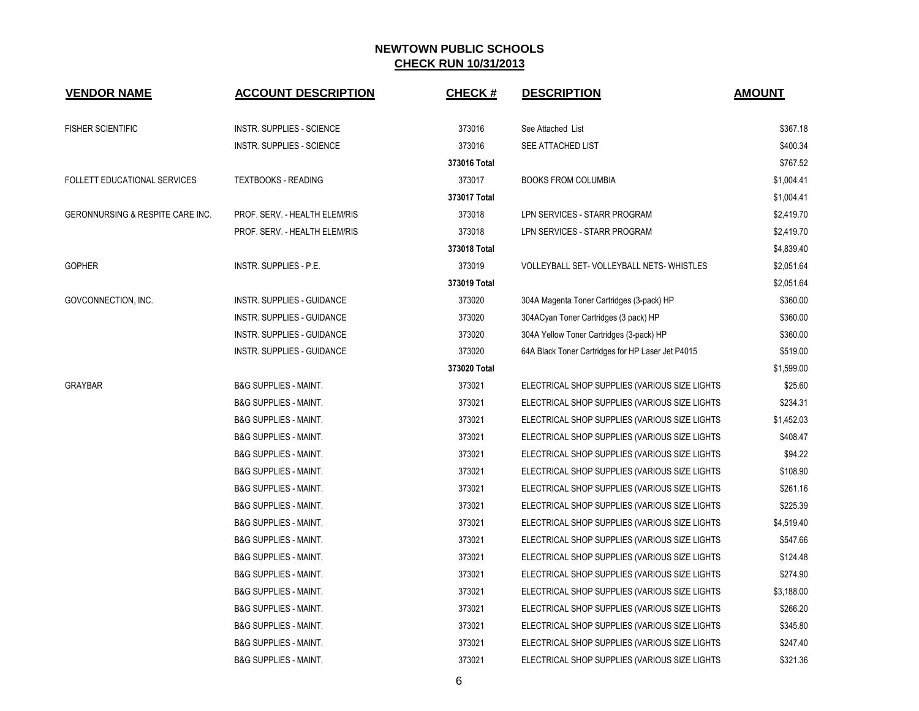# NEWTOWN PUBLIC SCHOOLS

## CHECK RUN 10/31/2013

| VENDOR NAME | ACCOUNT DESCRIPTION | CHECK # | DESCRIPTION | AMOUNT |
|---|---|---|---|---|
| FISHER SCIENTIFIC | INSTR. SUPPLIES - SCIENCE | 373016 | See Attached List | $367.18 |
| | INSTR. SUPPLIES - SCIENCE | 373016 | SEE ATTACHED LIST | $400.34 |
| | | 373016 Total | | $767.52 |
| FOLLETT EDUCATIONAL SERVICES | TEXTBOOKS - READING | 373017 | BOOKS FROM COLUMBIA | $1,004.41 |
| | | 373017 Total | | $1,004.41 |
| GERONNURSING & RESPITE CARE INC. | PROF. SERV. - HEALTH ELEM/RIS | 373018 | LPN SERVICES - STARR PROGRAM | $2,419.70 |
| | PROF. SERV. - HEALTH ELEM/RIS | 373018 | LPN SERVICES - STARR PROGRAM | $2,419.70 |
| | | 373018 Total | | $4,839.40 |
| GOPHER | INSTR. SUPPLIES - P.E. | 373019 | VOLLEYBALL SET- VOLLEYBALL NETS- WHISTLES | $2,051.64 |
| | | 373019 Total | | $2,051.64 |
| GOVCONNECTION, INC. | INSTR. SUPPLIES - GUIDANCE | 373020 | 304A Magenta Toner Cartridges (3-pack) HP | $360.00 |
| | INSTR. SUPPLIES - GUIDANCE | 373020 | 304ACyan Toner Cartridges (3 pack) HP | $360.00 |
| | INSTR. SUPPLIES - GUIDANCE | 373020 | 304A Yellow Toner Cartridges (3-pack) HP | $360.00 |
| | INSTR. SUPPLIES - GUIDANCE | 373020 | 64A Black Toner Cartridges for HP Laser Jet P4015 | $519.00 |
| | | 373020 Total | | $1,599.00 |
| GRAYBAR | B&G SUPPLIES - MAINT. | 373021 | ELECTRICAL SHOP SUPPLIES (VARIOUS SIZE LIGHTS | $25.60 |
| | B&G SUPPLIES - MAINT. | 373021 | ELECTRICAL SHOP SUPPLIES (VARIOUS SIZE LIGHTS | $234.31 |
| | B&G SUPPLIES - MAINT. | 373021 | ELECTRICAL SHOP SUPPLIES (VARIOUS SIZE LIGHTS | $1,452.03 |
| | B&G SUPPLIES - MAINT. | 373021 | ELECTRICAL SHOP SUPPLIES (VARIOUS SIZE LIGHTS | $408.47 |
| | B&G SUPPLIES - MAINT. | 373021 | ELECTRICAL SHOP SUPPLIES (VARIOUS SIZE LIGHTS | $94.22 |
| | B&G SUPPLIES - MAINT. | 373021 | ELECTRICAL SHOP SUPPLIES (VARIOUS SIZE LIGHTS | $108.90 |
| | B&G SUPPLIES - MAINT. | 373021 | ELECTRICAL SHOP SUPPLIES (VARIOUS SIZE LIGHTS | $261.16 |
| | B&G SUPPLIES - MAINT. | 373021 | ELECTRICAL SHOP SUPPLIES (VARIOUS SIZE LIGHTS | $225.39 |
| | B&G SUPPLIES - MAINT. | 373021 | ELECTRICAL SHOP SUPPLIES (VARIOUS SIZE LIGHTS | $4,519.40 |
| | B&G SUPPLIES - MAINT. | 373021 | ELECTRICAL SHOP SUPPLIES (VARIOUS SIZE LIGHTS | $547.66 |
| | B&G SUPPLIES - MAINT. | 373021 | ELECTRICAL SHOP SUPPLIES (VARIOUS SIZE LIGHTS | $124.48 |
| | B&G SUPPLIES - MAINT. | 373021 | ELECTRICAL SHOP SUPPLIES (VARIOUS SIZE LIGHTS | $274.90 |
| | B&G SUPPLIES - MAINT. | 373021 | ELECTRICAL SHOP SUPPLIES (VARIOUS SIZE LIGHTS | $3,188.00 |
| | B&G SUPPLIES - MAINT. | 373021 | ELECTRICAL SHOP SUPPLIES (VARIOUS SIZE LIGHTS | $266.20 |
| | B&G SUPPLIES - MAINT. | 373021 | ELECTRICAL SHOP SUPPLIES (VARIOUS SIZE LIGHTS | $345.80 |
| | B&G SUPPLIES - MAINT. | 373021 | ELECTRICAL SHOP SUPPLIES (VARIOUS SIZE LIGHTS | $247.40 |
| | B&G SUPPLIES - MAINT. | 373021 | ELECTRICAL SHOP SUPPLIES (VARIOUS SIZE LIGHTS | $321.36 |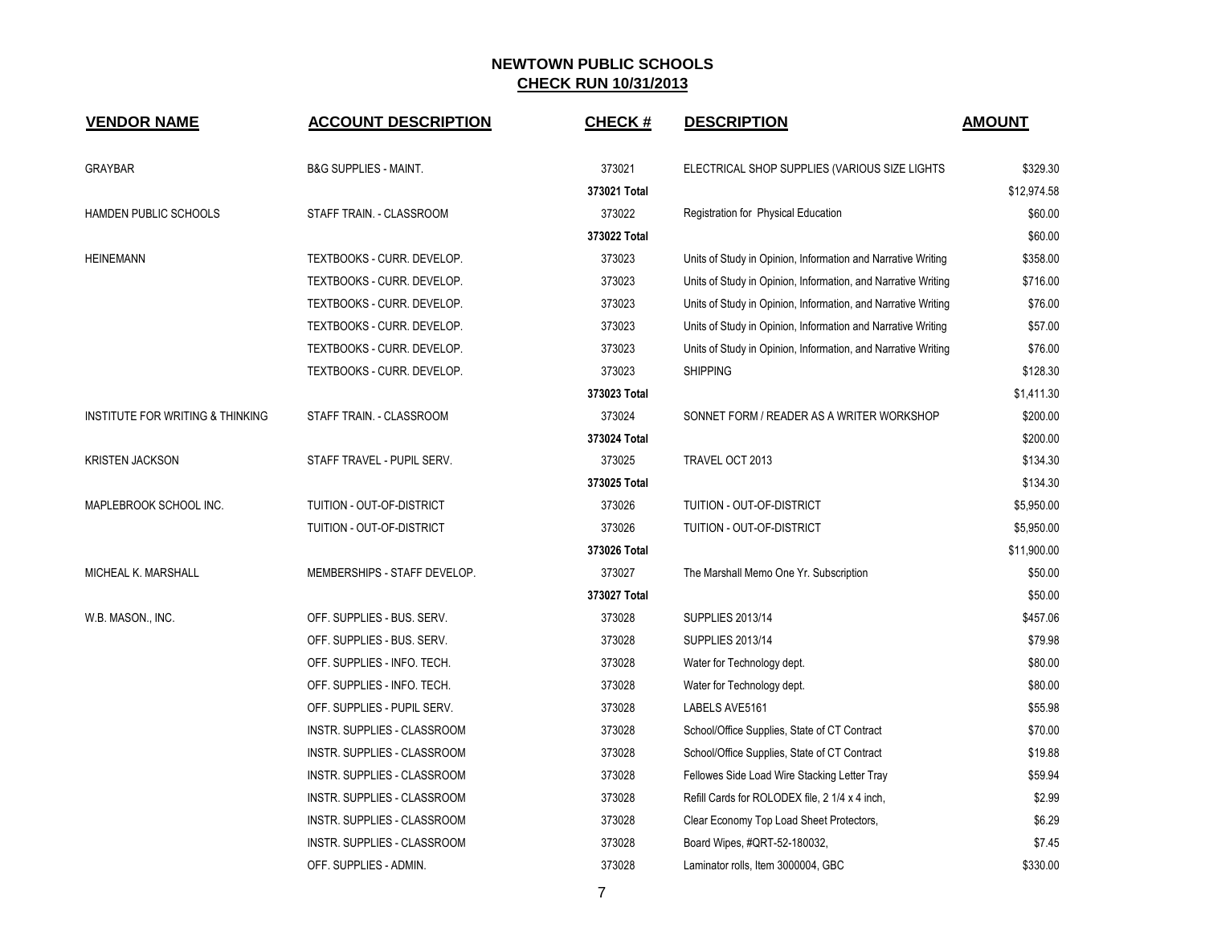# NEWTOWN PUBLIC SCHOOLS

## CHECK RUN 10/31/2013

| VENDOR NAME | ACCOUNT DESCRIPTION | CHECK # | DESCRIPTION | AMOUNT |
|---|---|---|---|---|
| GRAYBAR | B&G SUPPLIES - MAINT. | 373021 | ELECTRICAL SHOP SUPPLIES (VARIOUS SIZE LIGHTS | $329.30 |
| | | 373021 Total | | $12,974.58 |
| HAMDEN PUBLIC SCHOOLS | STAFF TRAIN. - CLASSROOM | 373022 | Registration for Physical Education | $60.00 |
| | | 373022 Total | | $60.00 |
| HEINEMANN | TEXTBOOKS - CURR. DEVELOP. | 373023 | Units of Study in Opinion, Information and Narrative Writing | $358.00 |
| | TEXTBOOKS - CURR. DEVELOP. | 373023 | Units of Study in Opinion, Information, and Narrative Writing | $716.00 |
| | TEXTBOOKS - CURR. DEVELOP. | 373023 | Units of Study in Opinion, Information, and Narrative Writing | $76.00 |
| | TEXTBOOKS - CURR. DEVELOP. | 373023 | Units of Study in Opinion, Information and Narrative Writing | $57.00 |
| | TEXTBOOKS - CURR. DEVELOP. | 373023 | Units of Study in Opinion, Information, and Narrative Writing | $76.00 |
| | TEXTBOOKS - CURR. DEVELOP. | 373023 | SHIPPING | $128.30 |
| | | 373023 Total | | $1,411.30 |
| INSTITUTE FOR WRITING & THINKING | STAFF TRAIN. - CLASSROOM | 373024 | SONNET FORM / READER AS A WRITER WORKSHOP | $200.00 |
| | | 373024 Total | | $200.00 |
| KRISTEN JACKSON | STAFF TRAVEL - PUPIL SERV. | 373025 | TRAVEL OCT 2013 | $134.30 |
| | | 373025 Total | | $134.30 |
| MAPLEBROOK SCHOOL INC. | TUITION - OUT-OF-DISTRICT | 373026 | TUITION - OUT-OF-DISTRICT | $5,950.00 |
| | TUITION - OUT-OF-DISTRICT | 373026 | TUITION - OUT-OF-DISTRICT | $5,950.00 |
| | | 373026 Total | | $11,900.00 |
| MICHEAL K. MARSHALL | MEMBERSHIPS - STAFF DEVELOP. | 373027 | The Marshall Memo One Yr. Subscription | $50.00 |
| | | 373027 Total | | $50.00 |
| W.B. MASON., INC. | OFF. SUPPLIES - BUS. SERV. | 373028 | SUPPLIES 2013/14 | $457.06 |
| | OFF. SUPPLIES - BUS. SERV. | 373028 | SUPPLIES 2013/14 | $79.98 |
| | OFF. SUPPLIES - INFO. TECH. | 373028 | Water for Technology dept. | $80.00 |
| | OFF. SUPPLIES - INFO. TECH. | 373028 | Water for Technology dept. | $80.00 |
| | OFF. SUPPLIES - PUPIL SERV. | 373028 | LABELS AVE5161 | $55.98 |
| | INSTR. SUPPLIES - CLASSROOM | 373028 | School/Office Supplies, State of CT Contract | $70.00 |
| | INSTR. SUPPLIES - CLASSROOM | 373028 | School/Office Supplies, State of CT Contract | $19.88 |
| | INSTR. SUPPLIES - CLASSROOM | 373028 | Fellowes Side Load Wire Stacking Letter Tray | $59.94 |
| | INSTR. SUPPLIES - CLASSROOM | 373028 | Refill Cards for ROLODEX file, 2 1/4 x 4 inch, | $2.99 |
| | INSTR. SUPPLIES - CLASSROOM | 373028 | Clear Economy Top Load Sheet Protectors, | $6.29 |
| | INSTR. SUPPLIES - CLASSROOM | 373028 | Board Wipes, #QRT-52-180032, | $7.45 |
| | OFF. SUPPLIES - ADMIN. | 373028 | Laminator rolls, Item 3000004, GBC | $330.00 |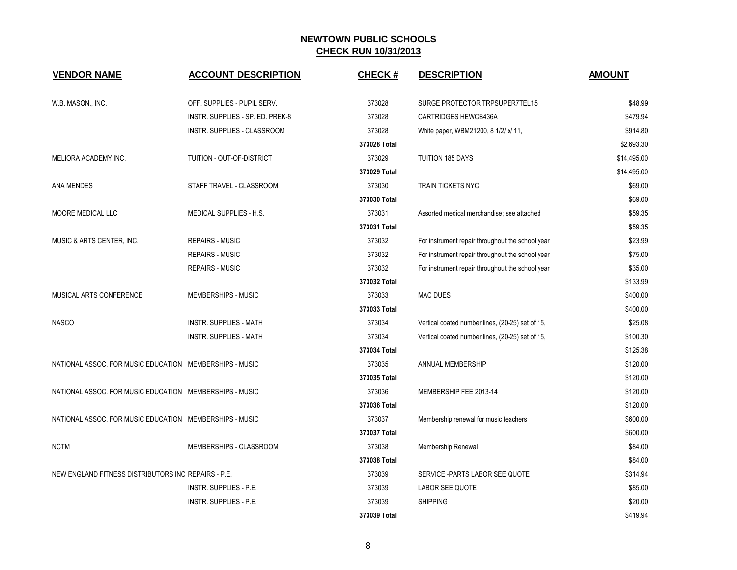## NEWTOWN PUBLIC SCHOOLS
## CHECK RUN 10/31/2013

| VENDOR NAME | ACCOUNT DESCRIPTION | CHECK # | DESCRIPTION | AMOUNT |
|---|---|---|---|---|
| W.B. MASON., INC. | OFF. SUPPLIES - PUPIL SERV. | 373028 | SURGE PROTECTOR TRPSUPER7TEL15 | $48.99 |
| | INSTR. SUPPLIES - SP. ED. PREK-8 | 373028 | CARTRIDGES HEWCB436A | $479.94 |
| | INSTR. SUPPLIES - CLASSROOM | 373028 | White paper, WBM21200, 8 1/2/ x/ 11, | $914.80 |
| | | 373028 Total | | $2,693.30 |
| MELIORA ACADEMY INC. | TUITION - OUT-OF-DISTRICT | 373029 | TUITION 185 DAYS | $14,495.00 |
| | | 373029 Total | | $14,495.00 |
| ANA MENDES | STAFF TRAVEL - CLASSROOM | 373030 | TRAIN TICKETS NYC | $69.00 |
| | | 373030 Total | | $69.00 |
| MOORE MEDICAL LLC | MEDICAL SUPPLIES - H.S. | 373031 | Assorted medical merchandise; see attached | $59.35 |
| | | 373031 Total | | $59.35 |
| MUSIC & ARTS CENTER, INC. | REPAIRS - MUSIC | 373032 | For instrument repair throughout the school year | $23.99 |
| | REPAIRS - MUSIC | 373032 | For instrument repair throughout the school year | $75.00 |
| | REPAIRS - MUSIC | 373032 | For instrument repair throughout the school year | $35.00 |
| | | 373032 Total | | $133.99 |
| MUSICAL ARTS CONFERENCE | MEMBERSHIPS - MUSIC | 373033 | MAC DUES | $400.00 |
| | | 373033 Total | | $400.00 |
| NASCO | INSTR. SUPPLIES - MATH | 373034 | Vertical coated number lines, (20-25) set of 15, | $25.08 |
| | INSTR. SUPPLIES - MATH | 373034 | Vertical coated number lines, (20-25) set of 15, | $100.30 |
| | | 373034 Total | | $125.38 |
| NATIONAL ASSOC. FOR MUSIC EDUCATION | MEMBERSHIPS - MUSIC | 373035 | ANNUAL MEMBERSHIP | $120.00 |
| | | 373035 Total | | $120.00 |
| NATIONAL ASSOC. FOR MUSIC EDUCATION | MEMBERSHIPS - MUSIC | 373036 | MEMBERSHIP FEE 2013-14 | $120.00 |
| | | 373036 Total | | $120.00 |
| NATIONAL ASSOC. FOR MUSIC EDUCATION | MEMBERSHIPS - MUSIC | 373037 | Membership renewal for music teachers | $600.00 |
| | | 373037 Total | | $600.00 |
| NCTM | MEMBERSHIPS - CLASSROOM | 373038 | Membership Renewal | $84.00 |
| | | 373038 Total | | $84.00 |
| NEW ENGLAND FITNESS DISTRIBUTORS INC | REPAIRS - P.E. | 373039 | SERVICE -PARTS LABOR SEE QUOTE | $314.94 |
| | INSTR. SUPPLIES - P.E. | 373039 | LABOR SEE QUOTE | $85.00 |
| | INSTR. SUPPLIES - P.E. | 373039 | SHIPPING | $20.00 |
| | | 373039 Total | | $419.94 |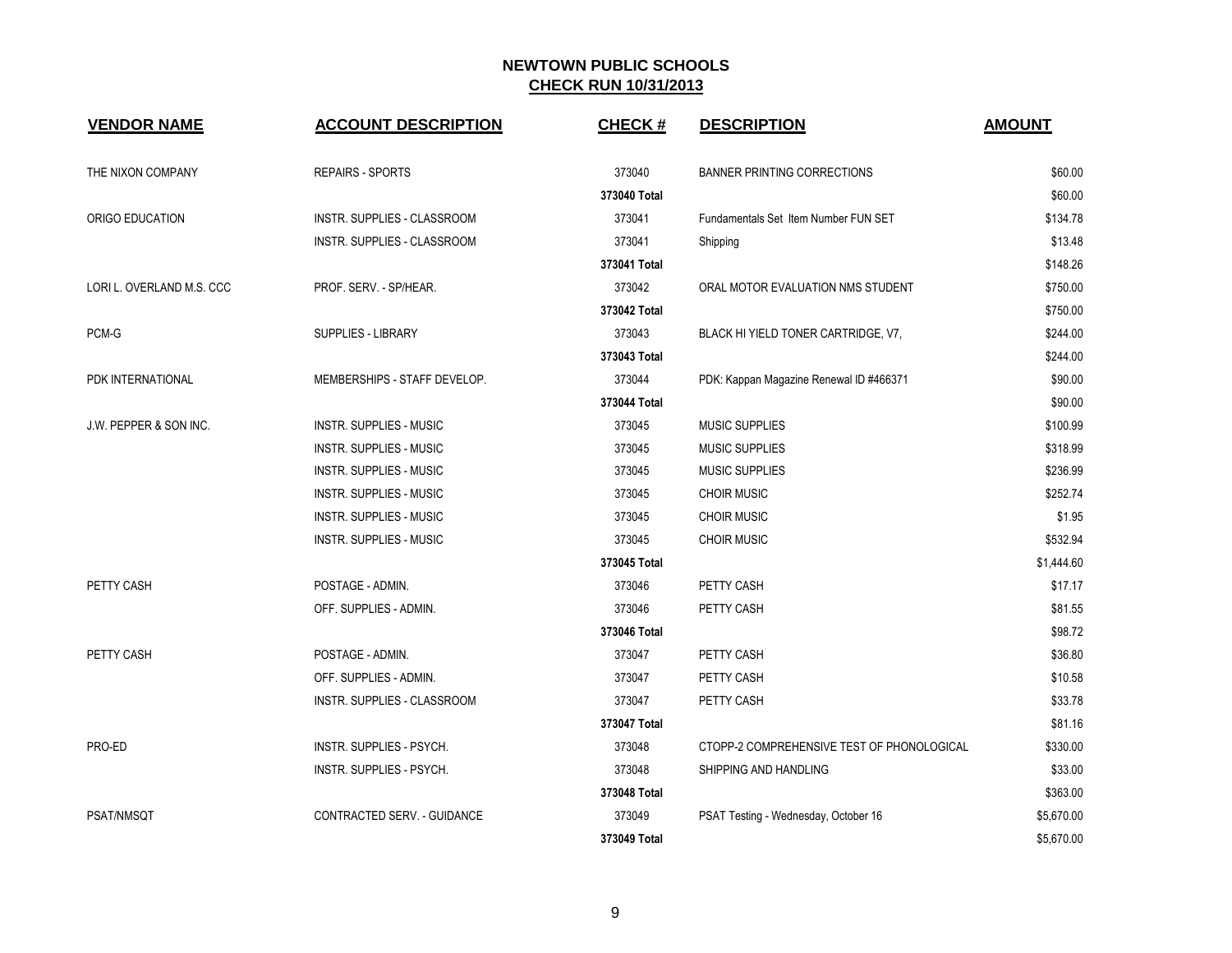# NEWTOWN PUBLIC SCHOOLS

## CHECK RUN 10/31/2013

| VENDOR NAME | ACCOUNT DESCRIPTION | CHECK # | DESCRIPTION | AMOUNT |
|---|---|---|---|---|
| THE NIXON COMPANY | REPAIRS - SPORTS | 373040 | BANNER PRINTING CORRECTIONS | $60.00 |
| | | 373040 Total | | $60.00 |
| ORIGO EDUCATION | INSTR. SUPPLIES - CLASSROOM | 373041 | Fundamentals Set Item Number FUN SET | $134.78 |
| | INSTR. SUPPLIES - CLASSROOM | 373041 | Shipping | $13.48 |
| | | 373041 Total | | $148.26 |
| LORI L. OVERLAND M.S. CCC | PROF. SERV. - SP/HEAR. | 373042 | ORAL MOTOR EVALUATION NMS STUDENT | $750.00 |
| | | 373042 Total | | $750.00 |
| PCM-G | SUPPLIES - LIBRARY | 373043 | BLACK HI YIELD TONER CARTRIDGE, V7, | $244.00 |
| | | 373043 Total | | $244.00 |
| PDK INTERNATIONAL | MEMBERSHIPS - STAFF DEVELOP. | 373044 | PDK: Kappan Magazine Renewal ID #466371 | $90.00 |
| | | 373044 Total | | $90.00 |
| J.W. PEPPER & SON INC. | INSTR. SUPPLIES - MUSIC | 373045 | MUSIC SUPPLIES | $100.99 |
| | INSTR. SUPPLIES - MUSIC | 373045 | MUSIC SUPPLIES | $318.99 |
| | INSTR. SUPPLIES - MUSIC | 373045 | MUSIC SUPPLIES | $236.99 |
| | INSTR. SUPPLIES - MUSIC | 373045 | CHOIR MUSIC | $252.74 |
| | INSTR. SUPPLIES - MUSIC | 373045 | CHOIR MUSIC | $1.95 |
| | INSTR. SUPPLIES - MUSIC | 373045 | CHOIR MUSIC | $532.94 |
| | | 373045 Total | | $1,444.60 |
| PETTY CASH | POSTAGE - ADMIN. | 373046 | PETTY CASH | $17.17 |
| | OFF. SUPPLIES - ADMIN. | 373046 | PETTY CASH | $81.55 |
| | | 373046 Total | | $98.72 |
| PETTY CASH | POSTAGE - ADMIN. | 373047 | PETTY CASH | $36.80 |
| | OFF. SUPPLIES - ADMIN. | 373047 | PETTY CASH | $10.58 |
| | INSTR. SUPPLIES - CLASSROOM | 373047 | PETTY CASH | $33.78 |
| | | 373047 Total | | $81.16 |
| PRO-ED | INSTR. SUPPLIES - PSYCH. | 373048 | CTOPP-2 COMPREHENSIVE TEST OF PHONOLOGICAL | $330.00 |
| | INSTR. SUPPLIES - PSYCH. | 373048 | SHIPPING AND HANDLING | $33.00 |
| | | 373048 Total | | $363.00 |
| PSAT/NMSQT | CONTRACTED SERV. - GUIDANCE | 373049 | PSAT Testing - Wednesday, October 16 | $5,670.00 |
| | | 373049 Total | | $5,670.00 |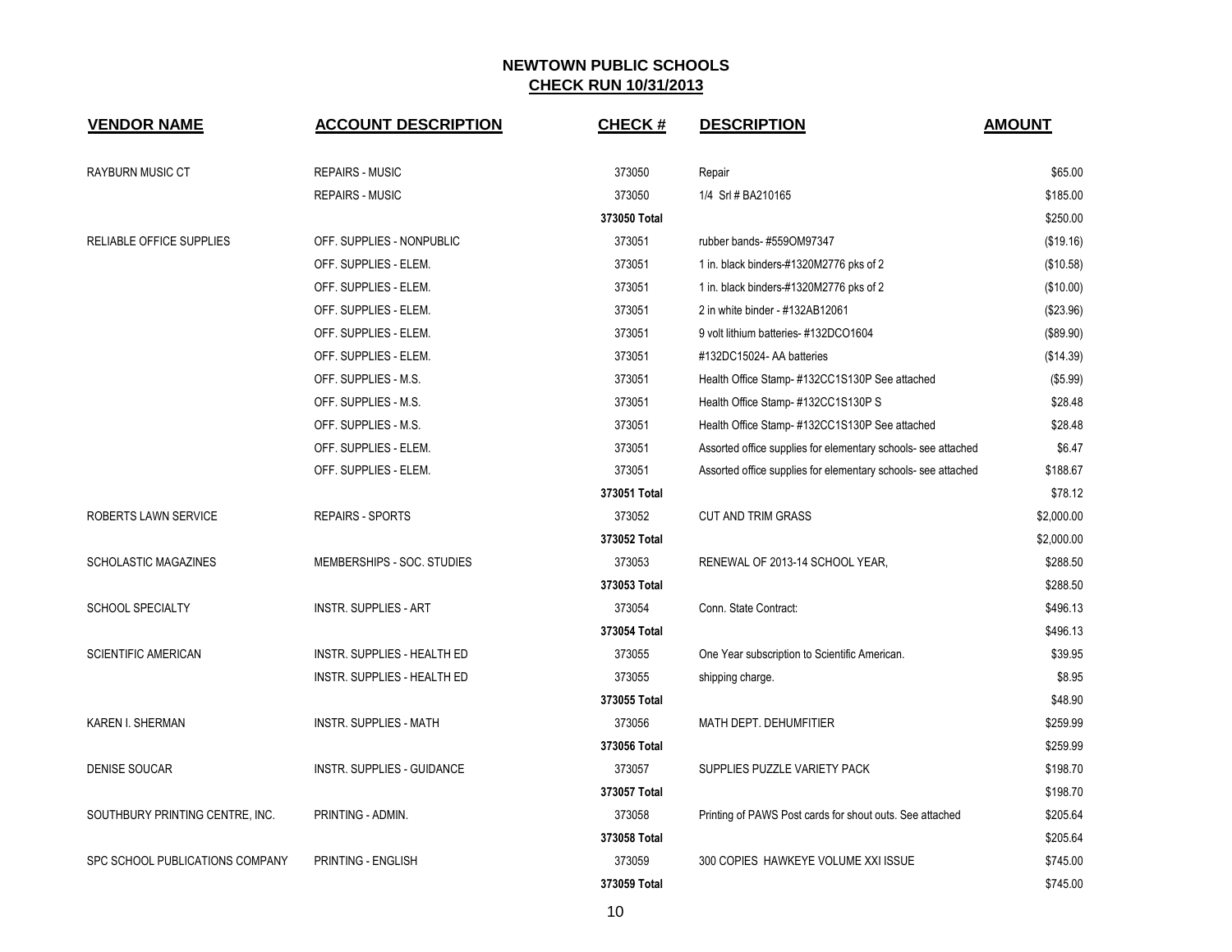## NEWTOWN PUBLIC SCHOOLS
## CHECK RUN 10/31/2013

| VENDOR NAME | ACCOUNT DESCRIPTION | CHECK # | DESCRIPTION | AMOUNT |
|---|---|---|---|---|
| RAYBURN MUSIC CT | REPAIRS - MUSIC | 373050 | Repair | $65.00 |
| | REPAIRS - MUSIC | 373050 | 1/4 Srl # BA210165 | $185.00 |
| | | 373050 Total | | $250.00 |
| RELIABLE OFFICE SUPPLIES | OFF. SUPPLIES - NONPUBLIC | 373051 | rubber bands- #559OM97347 | ($19.16) |
| | OFF. SUPPLIES - ELEM. | 373051 | 1 in. black binders-#1320M2776 pks of 2 | ($10.58) |
| | OFF. SUPPLIES - ELEM. | 373051 | 1 in. black binders-#1320M2776 pks of 2 | ($10.00) |
| | OFF. SUPPLIES - ELEM. | 373051 | 2 in white binder - #132AB12061 | ($23.96) |
| | OFF. SUPPLIES - ELEM. | 373051 | 9 volt lithium batteries- #132DCO1604 | ($89.90) |
| | OFF. SUPPLIES - ELEM. | 373051 | #132DC15024- AA batteries | ($14.39) |
| | OFF. SUPPLIES - M.S. | 373051 | Health Office Stamp- #132CC1S130P See attached | ($5.99) |
| | OFF. SUPPLIES - M.S. | 373051 | Health Office Stamp- #132CC1S130P S | $28.48 |
| | OFF. SUPPLIES - M.S. | 373051 | Health Office Stamp- #132CC1S130P See attached | $28.48 |
| | OFF. SUPPLIES - ELEM. | 373051 | Assorted office supplies for elementary schools- see attached | $6.47 |
| | OFF. SUPPLIES - ELEM. | 373051 | Assorted office supplies for elementary schools- see attached | $188.67 |
| | | 373051 Total | | $78.12 |
| ROBERTS LAWN SERVICE | REPAIRS - SPORTS | 373052 | CUT AND TRIM GRASS | $2,000.00 |
| | | 373052 Total | | $2,000.00 |
| SCHOLASTIC MAGAZINES | MEMBERSHIPS - SOC. STUDIES | 373053 | RENEWAL OF 2013-14 SCHOOL YEAR, | $288.50 |
| | | 373053 Total | | $288.50 |
| SCHOOL SPECIALTY | INSTR. SUPPLIES - ART | 373054 | Conn. State Contract: | $496.13 |
| | | 373054 Total | | $496.13 |
| SCIENTIFIC AMERICAN | INSTR. SUPPLIES - HEALTH ED | 373055 | One Year subscription to Scientific American. | $39.95 |
| | INSTR. SUPPLIES - HEALTH ED | 373055 | shipping charge. | $8.95 |
| | | 373055 Total | | $48.90 |
| KAREN I. SHERMAN | INSTR. SUPPLIES - MATH | 373056 | MATH DEPT. DEHUMFITIER | $259.99 |
| | | 373056 Total | | $259.99 |
| DENISE SOUCAR | INSTR. SUPPLIES - GUIDANCE | 373057 | SUPPLIES PUZZLE VARIETY PACK | $198.70 |
| | | 373057 Total | | $198.70 |
| SOUTHBURY PRINTING CENTRE, INC. | PRINTING - ADMIN. | 373058 | Printing of PAWS Post cards for shout outs. See attached | $205.64 |
| | | 373058 Total | | $205.64 |
| SPC SCHOOL PUBLICATIONS COMPANY | PRINTING - ENGLISH | 373059 | 300 COPIES HAWKEYE VOLUME XXI ISSUE | $745.00 |
| | | 373059 Total | | $745.00 |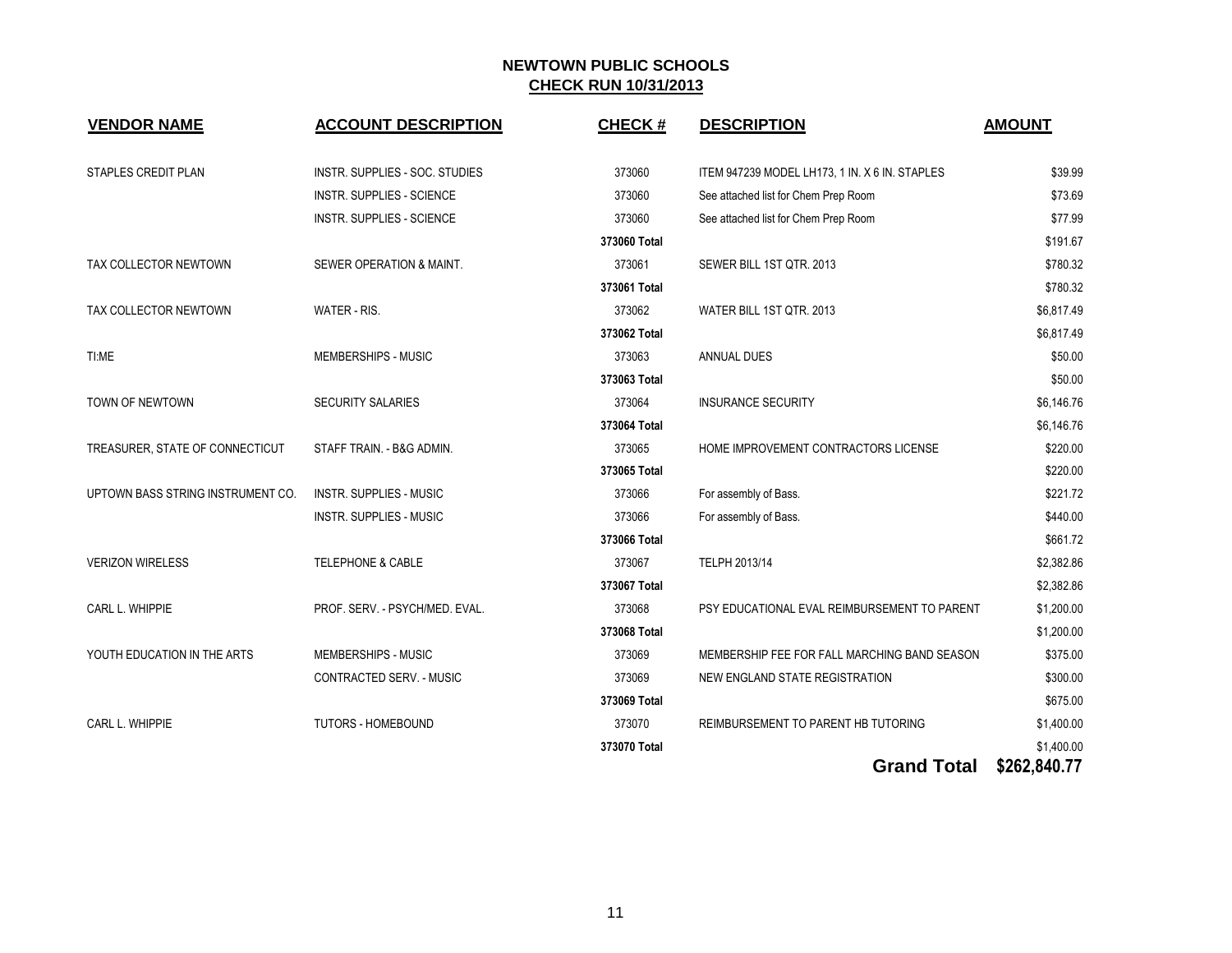# NEWTOWN PUBLIC SCHOOLS
## CHECK RUN 10/31/2013

| VENDOR NAME | ACCOUNT DESCRIPTION | CHECK # | DESCRIPTION | AMOUNT |
|---|---|---|---|---|
| STAPLES CREDIT PLAN | INSTR. SUPPLIES - SOC. STUDIES | 373060 | ITEM 947239 MODEL LH173, 1 IN. X 6 IN. STAPLES | $39.99 |
| | INSTR. SUPPLIES - SCIENCE | 373060 | See attached list for Chem Prep Room | $73.69 |
| | INSTR. SUPPLIES - SCIENCE | 373060 | See attached list for Chem Prep Room | $77.99 |
| | | 373060 Total | | $191.67 |
| TAX COLLECTOR NEWTOWN | SEWER OPERATION & MAINT. | 373061 | SEWER BILL 1ST QTR. 2013 | $780.32 |
| | | 373061 Total | | $780.32 |
| TAX COLLECTOR NEWTOWN | WATER - RIS. | 373062 | WATER BILL 1ST QTR. 2013 | $6,817.49 |
| | | 373062 Total | | $6,817.49 |
| TI:ME | MEMBERSHIPS - MUSIC | 373063 | ANNUAL DUES | $50.00 |
| | | 373063 Total | | $50.00 |
| TOWN OF NEWTOWN | SECURITY SALARIES | 373064 | INSURANCE SECURITY | $6,146.76 |
| | | 373064 Total | | $6,146.76 |
| TREASURER, STATE OF CONNECTICUT | STAFF TRAIN. - B&G ADMIN. | 373065 | HOME IMPROVEMENT CONTRACTORS LICENSE | $220.00 |
| | | 373065 Total | | $220.00 |
| UPTOWN BASS STRING INSTRUMENT CO. | INSTR. SUPPLIES - MUSIC | 373066 | For assembly of Bass. | $221.72 |
| | INSTR. SUPPLIES - MUSIC | 373066 | For assembly of Bass. | $440.00 |
| | | 373066 Total | | $661.72 |
| VERIZON WIRELESS | TELEPHONE & CABLE | 373067 | TELPH 2013/14 | $2,382.86 |
| | | 373067 Total | | $2,382.86 |
| CARL L. WHIPPIE | PROF. SERV. - PSYCH/MED. EVAL. | 373068 | PSY EDUCATIONAL EVAL REIMBURSEMENT TO PARENT | $1,200.00 |
| | | 373068 Total | | $1,200.00 |
| YOUTH EDUCATION IN THE ARTS | MEMBERSHIPS - MUSIC | 373069 | MEMBERSHIP FEE FOR FALL MARCHING BAND SEASON | $375.00 |
| | CONTRACTED SERV. - MUSIC | 373069 | NEW ENGLAND STATE REGISTRATION | $300.00 |
| | | 373069 Total | | $675.00 |
| CARL L. WHIPPIE | TUTORS - HOMEBOUND | 373070 | REIMBURSEMENT TO PARENT HB TUTORING | $1,400.00 |
| | | 373070 Total | | $1,400.00 |
| | | | **Grand Total** | **$262,840.77** |